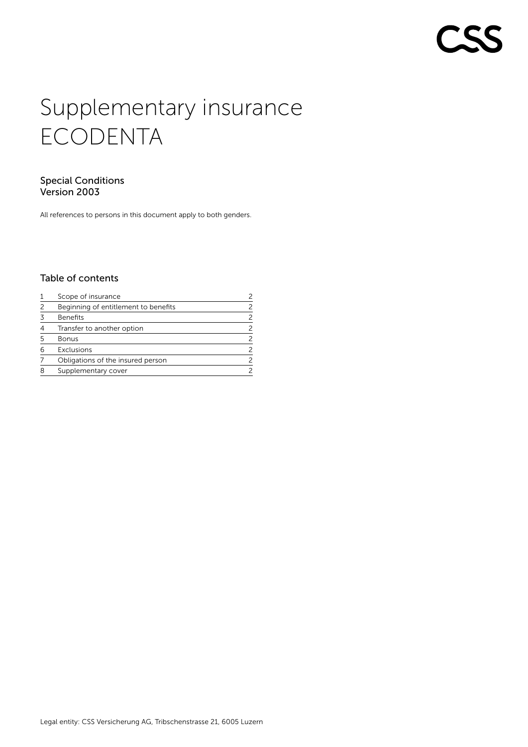# Supplementary insurance ECODENTA

## Special Conditions
## Version 2003

All references to persons in this document apply to both genders.

## Table of contents

| | | |
|---|---|---|
| 1 | Scope of insurance | 2 |
| 2 | Beginning of entitlement to benefits | 2 |
| 3 | Benefits | 2 |
| 4 | Transfer to another option | 2 |
| 5 | Bonus | 2 |
| 6 | Exclusions | 2 |
| 7 | Obligations of the insured person | 2 |
| 8 | Supplementary cover | 2 |

Legal entity: CSS Versicherung AG, Tribschenstrasse 21, 6005 Luzern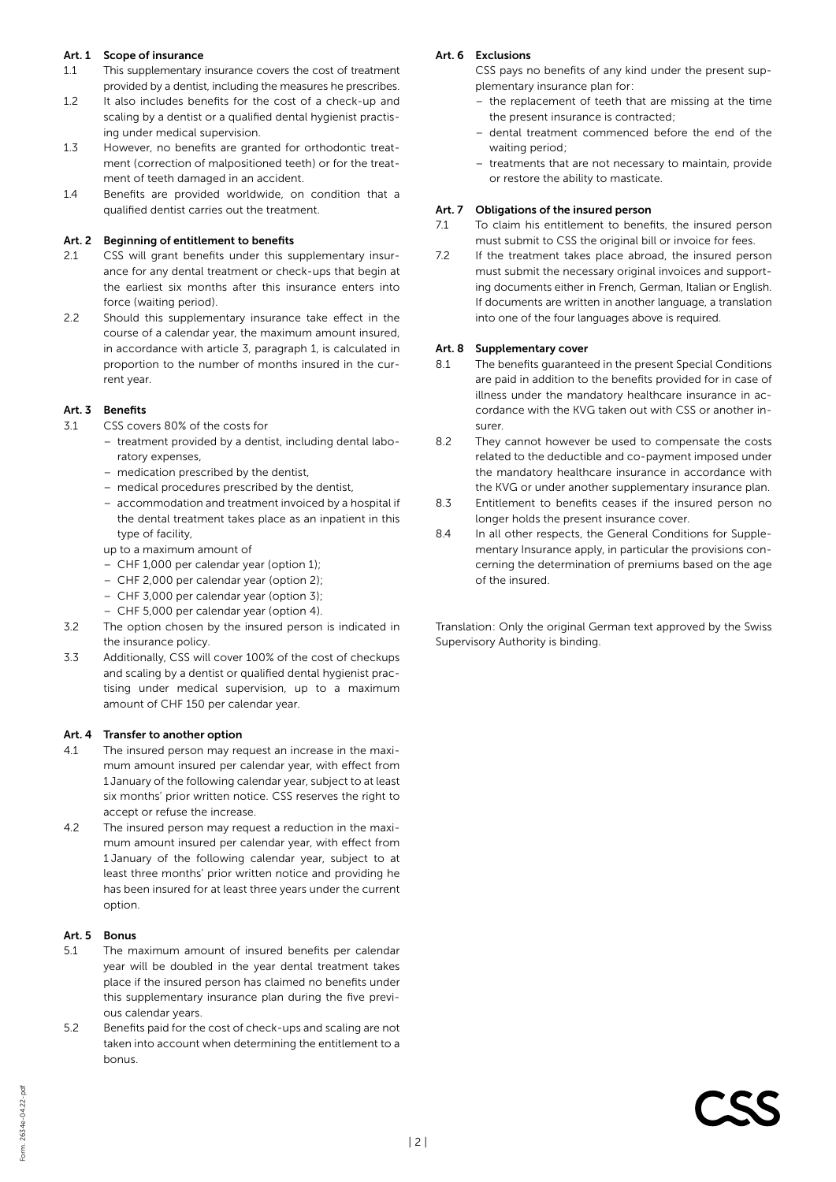## Art. 1 Scope of insurance

1.1 This supplementary insurance covers the cost of treatment provided by a dentist, including the measures he prescribes.

1.2 It also includes benefits for the cost of a check-up and scaling by a dentist or a qualified dental hygienist practising under medical supervision.

1.3 However, no benefits are granted for orthodontic treatment (correction of malpositioned teeth) or for the treatment of teeth damaged in an accident.

1.4 Benefits are provided worldwide, on condition that a qualified dentist carries out the treatment.

## Art. 2 Beginning of entitlement to benefits

2.1 CSS will grant benefits under this supplementary insurance for any dental treatment or check-ups that begin at the earliest six months after this insurance enters into force (waiting period).

2.2 Should this supplementary insurance take effect in the course of a calendar year, the maximum amount insured, in accordance with article 3, paragraph 1, is calculated in proportion to the number of months insured in the current year.

## Art. 3 Benefits

3.1 CSS covers 80% of the costs for

- treatment provided by a dentist, including dental laboratory expenses,
- medication prescribed by the dentist,
- medical procedures prescribed by the dentist,
- accommodation and treatment invoiced by a hospital if the dental treatment takes place as an inpatient in this type of facility,

up to a maximum amount of

- CHF 1,000 per calendar year (option 1);
- CHF 2,000 per calendar year (option 2);
- CHF 3,000 per calendar year (option 3);
- CHF 5,000 per calendar year (option 4).

3.2 The option chosen by the insured person is indicated in the insurance policy.

3.3 Additionally, CSS will cover 100% of the cost of checkups and scaling by a dentist or qualified dental hygienist practising under medical supervision, up to a maximum amount of CHF 150 per calendar year.

## Art. 4 Transfer to another option

4.1 The insured person may request an increase in the maximum amount insured per calendar year, with effect from 1 January of the following calendar year, subject to at least six months' prior written notice. CSS reserves the right to accept or refuse the increase.

4.2 The insured person may request a reduction in the maximum amount insured per calendar year, with effect from 1 January of the following calendar year, subject to at least three months' prior written notice and providing he has been insured for at least three years under the current option.

## Art. 5 Bonus

5.1 The maximum amount of insured benefits per calendar year will be doubled in the year dental treatment takes place if the insured person has claimed no benefits under this supplementary insurance plan during the five previous calendar years.

5.2 Benefits paid for the cost of check-ups and scaling are not taken into account when determining the entitlement to a bonus.

## Art. 6 Exclusions

CSS pays no benefits of any kind under the present supplementary insurance plan for:

- the replacement of teeth that are missing at the time the present insurance is contracted;
- dental treatment commenced before the end of the waiting period;
- treatments that are not necessary to maintain, provide or restore the ability to masticate.

## Art. 7 Obligations of the insured person

7.1 To claim his entitlement to benefits, the insured person must submit to CSS the original bill or invoice for fees.

7.2 If the treatment takes place abroad, the insured person must submit the necessary original invoices and supporting documents either in French, German, Italian or English. If documents are written in another language, a translation into one of the four languages above is required.

## Art. 8 Supplementary cover

8.1 The benefits guaranteed in the present Special Conditions are paid in addition to the benefits provided for in case of illness under the mandatory healthcare insurance in accordance with the KVG taken out with CSS or another insurer.

8.2 They cannot however be used to compensate the costs related to the deductible and co-payment imposed under the mandatory healthcare insurance in accordance with the KVG or under another supplementary insurance plan.

8.3 Entitlement to benefits ceases if the insured person no longer holds the present insurance cover.

8.4 In all other respects, the General Conditions for Supplementary Insurance apply, in particular the provisions concerning the determination of premiums based on the age of the insured.

Translation: Only the original German text approved by the Swiss Supervisory Authority is binding.

Form. 2634e-04.22-pdf